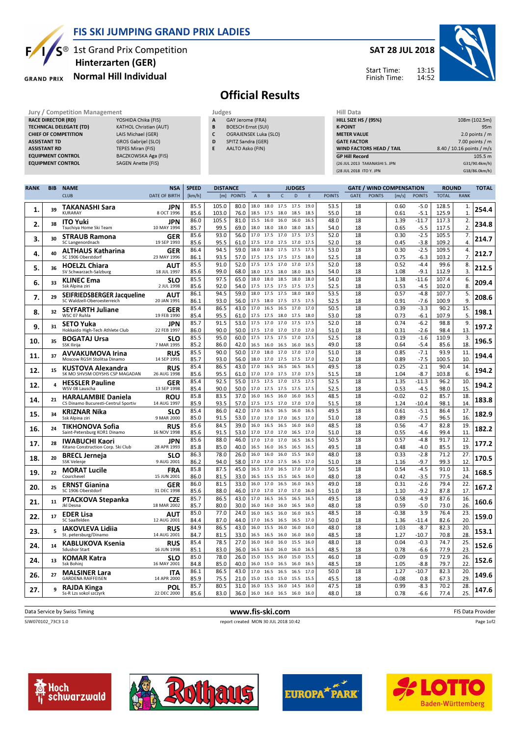# FIS SKI JUMPING GRAND PRIX LADIES

## 1st Grand Prix Competition
## Hinterzarten (GER)
## Normal Hill Individual

**SAT 28 JUL 2018**

Start Time: 13:15
Finish Time: 14:52

# Official Results

**Jury / Competition Management**

| | |
|---|---|
| RACE DIRECTOR (RD) | YOSHIDA Chika (FIS) |
| TECHNICAL DELEGATE (TD) | KATHOL Christian (AUT) |
| CHIEF OF COMPETITION | LAIS Michael (GER) |
| ASSISTANT TD | GROS Gabrijel (SLO) |
| ASSISTANT RD | TEPES Miran (FIS) |
| EQUIPMENT CONTROL | BACZKOWSKA Aga (FIS) |
| EQUIPMENT CONTROL | SAGEN Anette (FIS) |

**Judges**

| | |
|---|---|
| A | GAY Jerome (FRA) |
| B | BOESCH Ernst (SUI) |
| C | OGRAJENSEK Luka (SLO) |
| D | SPITZ Sandra (GER) |
| E | AALTO Asko (FIN) |

**Hill Data**

| | |
|---|---|
| HILL SIZE HS / (95%) | 108m (102.5m) |
| K-POINT | 95m |
| METER VALUE | 2.0 points / m |
| GATE FACTOR | 7.00 points / m |
| WIND FACTORS HEAD / TAIL | 8.40 / 10.16 points / m/s |
| GP Hill Record | 105.5 m |
| (26 JUL 2013 TAKANASHI S. JPN | G31/90.4km/h) |
| (28 JUL 2018 ITO Y. JPN | G18/86.0km/h) |

| RANK | BIB | NAME / CLUB | NSA / DATE OF BIRTH | SPEED [km/h] | DISTANCE [m] | DISTANCE POINTS | A | B | C | D | E | JUDGES POINTS | GATE | GATE POINTS | WIND [m/s] | WIND POINTS | ROUND TOTAL | ROUND RANK | TOTAL |
|---|---|---|---|---|---|---|---|---|---|---|---|---|---|---|---|---|---|---|---|
| 1. | 39 | **TAKANASHI Sara** | JPN | 85.5 | 105.0 | 80.0 | 18.0 | 18.0 | 17.5 | 17.5 | 19.0 | 53.5 | 18 | | 0.60 | -5.0 | 128.5 | 1. | 254.4 |
| | | KURARAY | 8 OCT 1996 | 85.6 | 103.0 | 76.0 | 18.5 | 17.5 | 18.0 | 18.5 | 18.5 | 55.0 | 18 | | 0.61 | -5.1 | 125.9 | 1. | |
| 2. | 38 | **ITO Yuki** | JPN | 86.0 | 105.5 | 81.0 | 15.5 | 16.0 | 16.0 | 16.0 | 16.5 | 48.0 | 18 | | 1.39 | -11.7 | 117.3 | 2. | 234.8 |
| | | Tsuchiya Home Ski Team | 10 MAY 1994 | 85.7 | 99.5 | 69.0 | 18.0 | 18.0 | 18.0 | 18.0 | 18.5 | 54.0 | 18 | | 0.65 | -5.5 | 117.5 | 2. | |
| 3. | 30 | **STRAUB Ramona** | GER | 85.6 | 93.0 | 56.0 | 17.0 | 17.5 | 17.0 | 17.5 | 17.5 | 52.0 | 18 | | 0.30 | -2.5 | 105.5 | 7. | 214.7 |
| | | SC Langenordnach | 19 SEP 1993 | 85.6 | 95.5 | 61.0 | 17.5 | 17.0 | 17.5 | 17.0 | 17.5 | 52.0 | 18 | | 0.45 | -3.8 | 109.2 | 4. | |
| 4. | 40 | **ALTHAUS Katharina** | GER | 86.4 | 94.5 | 59.0 | 18.0 | 18.0 | 17.5 | 17.5 | 17.5 | 53.0 | 18 | | 0.30 | -2.5 | 109.5 | 4. | 212.7 |
| | | SC 1906 Oberstdorf | 23 MAY 1996 | 86.1 | 93.5 | 57.0 | 17.5 | 17.5 | 17.5 | 17.5 | 18.0 | 52.5 | 18 | | 0.75 | -6.3 | 103.2 | 7. | |
| 5. | 36 | **HOELZL Chiara** | AUT | 85.5 | 91.0 | 52.0 | 17.5 | 17.5 | 17.0 | 17.0 | 17.5 | 52.0 | 18 | | 0.52 | -4.4 | 99.6 | 8. | 212.5 |
| | | SV Schwarzach-Salzburg | 18 JUL 1997 | 85.6 | 99.0 | 68.0 | 18.0 | 17.5 | 18.0 | 18.0 | 18.5 | 54.0 | 18 | | 1.08 | -9.1 | 112.9 | 3. | |
| 6. | 33 | **KLINEC Ema** | SLO | 85.5 | 97.5 | 65.0 | 18.0 | 18.0 | 18.5 | 18.0 | 18.0 | 54.0 | 18 | | 1.38 | -11.6 | 107.4 | 6. | 209.4 |
| | | Ssk Alpina ziri | 2 JUL 1998 | 85.6 | 92.0 | 54.0 | 17.5 | 17.5 | 17.5 | 17.5 | 17.5 | 52.5 | 18 | | 0.53 | -4.5 | 102.0 | 8. | |
| 7. | 29 | **SEIFRIEDSBERGER Jacqueline** | AUT | 86.1 | 94.5 | 59.0 | 18.0 | 17.5 | 17.5 | 18.0 | 18.0 | 53.5 | 18 | | 0.57 | -4.8 | 107.7 | 5. | 208.6 |
| | | SC Waldzell-Oberoesterreich | 20 JAN 1991 | 86.1 | 93.0 | 56.0 | 17.5 | 18.0 | 17.5 | 17.5 | 17.5 | 52.5 | 18 | | 0.91 | -7.6 | 100.9 | 9. | |
| 8. | 32 | **SEYFARTH Juliane** | GER | 85.4 | 86.5 | 43.0 | 17.0 | 16.5 | 16.5 | 17.0 | 17.0 | 50.5 | 18 | | 0.39 | -3.3 | 90.2 | 15. | 198.1 |
| | | WSC 07 Ruhla | 19 FEB 1990 | 85.4 | 95.5 | 61.0 | 17.5 | 17.5 | 18.0 | 17.5 | 18.0 | 53.0 | 18 | | 0.73 | -6.1 | 107.9 | 5. | |
| 9. | 31 | **SETO Yuka** | JPN | 85.7 | 91.5 | 53.0 | 17.5 | 17.0 | 17.0 | 17.5 | 17.5 | 52.0 | 18 | | 0.74 | -6.2 | 98.8 | 9. | 197.2 |
| | | Hokkaido High-Tech Athlete Club | 22 FEB 1997 | 86.0 | 90.0 | 50.0 | 17.5 | 17.0 | 17.0 | 17.0 | 17.0 | 51.0 | 18 | | 0.31 | -2.6 | 98.4 | 13. | |
| 10. | 35 | **BOGATAJ Ursa** | SLO | 85.5 | 95.0 | 60.0 | 17.5 | 17.5 | 17.5 | 17.0 | 17.5 | 52.5 | 18 | | 0.19 | -1.6 | 110.9 | 3. | 196.5 |
| | | SSK Ilirija | 7 MAR 1995 | 85.2 | 86.0 | 42.0 | 16.5 | 16.0 | 16.5 | 16.0 | 16.5 | 49.0 | 18 | | 0.64 | -5.4 | 85.6 | 18. | |
| 11. | 37 | **AVVAKUMOVA Irina** | RUS | 85.5 | 90.0 | 50.0 | 17.0 | 18.0 | 17.0 | 17.0 | 17.0 | 51.0 | 18 | | 0.85 | -7.1 | 93.9 | 11. | 194.4 |
| | | Moscow RGSH Stolitsa Dinamo | 14 SEP 1991 | 85.7 | 93.0 | 56.0 | 18.0 | 17.0 | 17.5 | 17.5 | 17.0 | 52.0 | 18 | | 0.89 | -7.5 | 100.5 | 10. | |
| 12. | 15 | **KUSTOVA Alexandra** | RUS | 85.4 | 86.5 | 43.0 | 17.0 | 16.5 | 16.5 | 16.5 | 16.5 | 49.5 | 18 | | 0.25 | -2.1 | 90.4 | 14. | 194.2 |
| | | SK MO SHVSM ODYSHS CSP MAGADAN | 26 AUG 1998 | 85.6 | 95.5 | 61.0 | 17.0 | 17.0 | 17.5 | 17.0 | 17.5 | 51.5 | 18 | | 1.04 | -8.7 | 103.8 | 6. | |
| 12. | 4 | **HESSLER Pauline** | GER | 85.4 | 92.5 | 55.0 | 17.5 | 17.5 | 17.0 | 17.5 | 17.5 | 52.5 | 18 | | 1.35 | -11.3 | 96.2 | 10. | 194.2 |
| | | WSV 08 Lauscha | 13 SEP 1998 | 85.4 | 90.0 | 50.0 | 17.0 | 17.5 | 17.5 | 17.5 | 17.5 | 52.5 | 18 | | 0.53 | -4.5 | 98.0 | 15. | |
| 14. | 21 | **HARALAMBIE Daniela** | ROU | 85.8 | 83.5 | 37.0 | 16.0 | 16.5 | 16.0 | 16.0 | 16.5 | 48.5 | 18 | | -0.02 | 0.2 | 85.7 | 18. | 183.8 |
| | | CS Dinamo Bucuresti-Centrul Sportiv | 14 AUG 1997 | 85.9 | 93.5 | 57.0 | 17.5 | 17.5 | 17.0 | 17.0 | 17.0 | 51.5 | 18 | | 1.24 | -10.4 | 98.1 | 14. | |
| 15. | 34 | **KRIZNAR Nika** | SLO | 85.4 | 86.0 | 42.0 | 17.0 | 16.5 | 16.5 | 16.0 | 16.5 | 49.5 | 18 | | 0.61 | -5.1 | 86.4 | 17. | 182.9 |
| | | Ssk Alpina ziri | 9 MAR 2000 | 85.0 | 91.5 | 53.0 | 17.0 | 17.0 | 17.0 | 16.5 | 17.0 | 51.0 | 18 | | 0.89 | -7.5 | 96.5 | 16. | |
| 16. | 24 | **TIKHONOVA Sofia** | RUS | 85.6 | 84.5 | 39.0 | 16.0 | 16.5 | 16.5 | 16.0 | 16.0 | 48.5 | 18 | | 0.56 | -4.7 | 82.8 | 19. | 182.2 |
| | | Saint-Petersburg KOR1 Dinamo | 16 NOV 1998 | 85.6 | 91.5 | 53.0 | 17.0 | 17.0 | 17.0 | 16.5 | 17.0 | 51.0 | 18 | | 0.55 | -4.6 | 99.4 | 11. | |
| 17. | 28 | **IWABUCHI Kaori** | JPN | 85.6 | 88.0 | 46.0 | 17.0 | 17.0 | 17.0 | 16.5 | 16.5 | 50.5 | 18 | | 0.57 | -4.8 | 91.7 | 12. | 177.2 |
| | | Kitano Construction Corp. Ski Club | 28 APR 1993 | 85.8 | 85.0 | 40.0 | 16.5 | 16.0 | 16.5 | 16.5 | 16.5 | 49.5 | 18 | | 0.48 | -4.0 | 85.5 | 19. | |
| 18. | 20 | **BRECL Jerneja** | SLO | 86.3 | 78.0 | 26.0 | 16.0 | 16.0 | 16.0 | 15.5 | 16.0 | 48.0 | 18 | | 0.33 | -2.8 | 71.2 | 27. | 170.5 |
| | | SSK Velenje | 9 AUG 2001 | 86.2 | 94.0 | 58.0 | 17.0 | 17.0 | 17.5 | 16.5 | 17.0 | 51.0 | 18 | | 1.16 | -9.7 | 99.3 | 12. | |
| 19. | 22 | **MORAT Lucile** | FRA | 85.8 | 87.5 | 45.0 | 16.5 | 17.0 | 16.5 | 17.0 | 17.0 | 50.5 | 18 | | 0.54 | -4.5 | 91.0 | 13. | 168.5 |
| | | Courchevel | 15 JUN 2001 | 86.0 | 81.5 | 33.0 | 16.5 | 15.5 | 15.5 | 16.5 | 16.0 | 48.0 | 18 | | 0.42 | -3.5 | 77.5 | 24. | |
| 20. | 25 | **ERNST Gianina** | GER | 86.0 | 81.5 | 33.0 | 16.0 | 17.0 | 16.5 | 16.0 | 16.5 | 49.0 | 18 | | 0.31 | -2.6 | 79.4 | 22. | 167.2 |
| | | SC 1906 Oberstdorf | 31 DEC 1998 | 85.6 | 88.0 | 46.0 | 17.0 | 17.0 | 17.0 | 17.0 | 16.0 | 51.0 | 18 | | 1.10 | -9.2 | 87.8 | 17. | |
| 21. | 11 | **PTACKOVA Stepanka** | CZE | 85.7 | 86.5 | 43.0 | 17.0 | 16.5 | 16.5 | 16.5 | 16.5 | 49.5 | 18 | | 0.58 | -4.9 | 87.6 | 16. | 160.6 |
| | | Jkl Desna | 18 MAR 2002 | 85.7 | 80.0 | 30.0 | 16.0 | 16.0 | 16.0 | 16.5 | 16.0 | 48.0 | 18 | | 0.59 | -5.0 | 73.0 | 26. | |
| 22. | 17 | **EDER Lisa** | AUT | 85.0 | 77.0 | 24.0 | 16.0 | 16.5 | 16.0 | 16.0 | 16.5 | 48.5 | 18 | | -0.38 | 3.9 | 76.4 | 23. | 159.0 |
| | | SC Saalfelden | 12 AUG 2001 | 84.4 | 87.0 | 44.0 | 17.0 | 16.5 | 16.5 | 16.5 | 17.0 | 50.0 | 18 | | 1.36 | -11.4 | 82.6 | 20. | |
| 23. | 5 | **IAKOVLEVA Lidiia** | RUS | 84.9 | 86.5 | 43.0 | 16.0 | 15.5 | 16.0 | 16.0 | 16.0 | 48.0 | 18 | | 1.03 | -8.7 | 82.3 | 20. | 153.1 |
| | | St. petersburg/Dinamo | 14 AUG 2001 | 84.7 | 81.5 | 33.0 | 16.5 | 16.5 | 16.0 | 16.0 | 16.0 | 48.5 | 18 | | 1.27 | -10.7 | 70.8 | 28. | |
| 24. | 14 | **KABLUKOVA Ksenia** | RUS | 85.4 | 78.5 | 27.0 | 16.0 | 16.0 | 16.0 | 15.5 | 16.0 | 48.0 | 18 | | 0.04 | -0.3 | 74.7 | 25. | 152.6 |
| | | Sdushor Start | 16 JUN 1998 | 85.1 | 83.0 | 36.0 | 16.5 | 16.0 | 16.0 | 16.0 | 16.5 | 48.5 | 18 | | 0.78 | -6.6 | 77.9 | 23. | |
| 24. | 13 | **KOMAR Katra** | SLO | 85.0 | 78.0 | 26.0 | 15.0 | 15.5 | 16.0 | 15.0 | 15.5 | 46.0 | 18 | | -0.09 | 0.9 | 72.9 | 26. | 152.6 |
| | | Ssk Bohinj | 16 MAY 2001 | 84.8 | 85.0 | 40.0 | 16.0 | 15.0 | 16.5 | 16.0 | 16.0 | 48.5 | 18 | | 1.05 | -8.8 | 79.7 | 22. | |
| 26. | 27 | **MALSINER Lara** | ITA | 86.1 | 86.5 | 43.0 | 17.0 | 16.5 | 16.5 | 16.5 | 17.0 | 50.0 | 18 | | 1.27 | -10.7 | 82.3 | 20. | 149.6 |
| | | GARDENA RAIFFEISEN | 14 APR 2000 | 85.9 | 75.5 | 21.0 | 15.0 | 15.0 | 15.0 | 15.5 | 15.5 | 45.5 | 18 | | -0.08 | 0.8 | 67.3 | 29. | |
| 27. | 9 | **RAJDA Kinga** | POL | 85.7 | 80.5 | 31.0 | 16.0 | 15.5 | 16.0 | 14.5 | 16.0 | 47.5 | 18 | | 0.99 | -8.3 | 70.2 | 28. | 147.6 |
| | | Ss-R Lzs sokol szczyrk | 22 DEC 2000 | 85.6 | 83.0 | 36.0 | 16.0 | 16.0 | 16.5 | 16.0 | 16.0 | 48.0 | 18 | | 0.78 | -6.6 | 77.4 | 25. | |

Data Service by Swiss Timing — www.fis-ski.com — FIS Data Provider

SJW070102_73C3 1.0 — report created MON 30 JUL 2018 10:42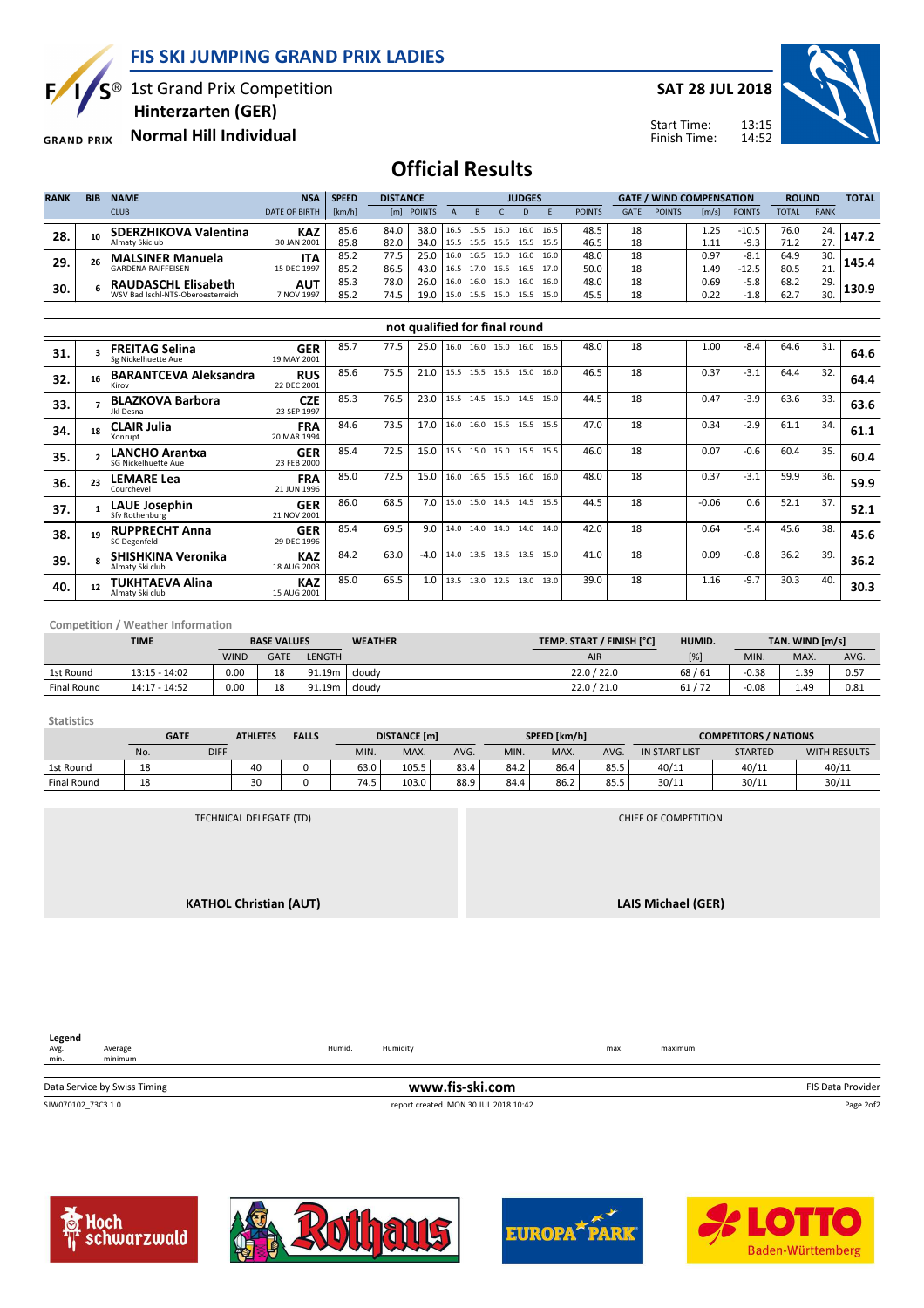# FIS SKI JUMPING GRAND PRIX LADIES

1st Grand Prix Competition
**Hinterzarten (GER)**
**Normal Hill Individual**

**SAT 28 JUL 2018**

Start Time: 13:15
Finish Time: 14:52

## Official Results

| RANK | BIB | NAME / CLUB | NSA / DATE OF BIRTH | SPEED [km/h] | DISTANCE [m] | DISTANCE POINTS | A | B | C | D | E | JUDGES POINTS | GATE | GATE POINTS | WIND [m/s] | WIND POINTS | ROUND TOTAL | ROUND RANK | TOTAL |
|---|---|---|---|---|---|---|---|---|---|---|---|---|---|---|---|---|---|---|---|
| 28. | 10 | **SDERZHIKOVA Valentina** Almaty Skiclub | **KAZ** 30 JAN 2001 | 85.6 | 84.0 | 38.0 | 16.5 | 15.5 | 16.0 | 16.0 | 16.5 | 48.5 | 18 | | 1.25 | -10.5 | 76.0 | 24. | 147.2 |
| | | | | 85.8 | 82.0 | 34.0 | 15.5 | 15.5 | 15.5 | 15.5 | 15.5 | 46.5 | 18 | | 1.11 | -9.3 | 71.2 | 27. | |
| 29. | 26 | **MALSINER Manuela** GARDENA RAIFFEISEN | **ITA** 15 DEC 1997 | 85.2 | 77.5 | 25.0 | 16.0 | 16.5 | 16.0 | 16.0 | 16.0 | 48.0 | 18 | | 0.97 | -8.1 | 64.9 | 30. | 145.4 |
| | | | | 85.2 | 86.5 | 43.0 | 16.5 | 17.0 | 16.5 | 16.5 | 17.0 | 50.0 | 18 | | 1.49 | -12.5 | 80.5 | 21. | |
| 30. | 6 | **RAUDASCHL Elisabeth** WSV Bad Ischl-NTS-Oberoesterreich | **AUT** 7 NOV 1997 | 85.3 | 78.0 | 26.0 | 16.0 | 16.0 | 16.0 | 16.0 | 16.0 | 48.0 | 18 | | 0.69 | -5.8 | 68.2 | 29. | 130.9 |
| | | | | 85.2 | 74.5 | 19.0 | 15.0 | 15.5 | 15.0 | 15.5 | 15.0 | 45.5 | 18 | | 0.22 | -1.8 | 62.7 | 30. | |

### not qualified for final round

| RANK | BIB | NAME / CLUB | NSA / DATE OF BIRTH | SPEED [km/h] | DISTANCE [m] | DISTANCE POINTS | A | B | C | D | E | JUDGES POINTS | GATE | GATE POINTS | WIND [m/s] | WIND POINTS | ROUND TOTAL | ROUND RANK | TOTAL |
|---|---|---|---|---|---|---|---|---|---|---|---|---|---|---|---|---|---|---|---|
| 31. | 3 | **FREITAG Selina** Sg Nickelhuette Aue | **GER** 19 MAY 2001 | 85.7 | 77.5 | 25.0 | 16.0 | 16.0 | 16.0 | 16.0 | 16.5 | 48.0 | 18 | | 1.00 | -8.4 | 64.6 | 31. | 64.6 |
| 32. | 16 | **BARANTCEVA Aleksandra** Kirov | **RUS** 22 DEC 2001 | 85.6 | 75.5 | 21.0 | 15.5 | 15.5 | 15.5 | 15.0 | 16.0 | 46.5 | 18 | | 0.37 | -3.1 | 64.4 | 32. | 64.4 |
| 33. | 7 | **BLAZKOVA Barbora** Jkl Desna | **CZE** 23 SEP 1997 | 85.3 | 76.5 | 23.0 | 15.5 | 14.5 | 15.0 | 14.5 | 15.0 | 44.5 | 18 | | 0.47 | -3.9 | 63.6 | 33. | 63.6 |
| 34. | 18 | **CLAIR Julia** Xonrupt | **FRA** 20 MAR 1994 | 84.6 | 73.5 | 17.0 | 16.0 | 16.0 | 15.5 | 15.5 | 15.5 | 47.0 | 18 | | 0.34 | -2.9 | 61.1 | 34. | 61.1 |
| 35. | 2 | **LANCHO Arantxa** SG Nickelhuette Aue | **GER** 23 FEB 2000 | 85.4 | 72.5 | 15.0 | 15.5 | 15.0 | 15.0 | 15.5 | 15.5 | 46.0 | 18 | | 0.07 | -0.6 | 60.4 | 35. | 60.4 |
| 36. | 23 | **LEMARE Lea** Courchevel | **FRA** 21 JUN 1996 | 85.0 | 72.5 | 15.0 | 16.0 | 16.5 | 15.5 | 16.0 | 16.0 | 48.0 | 18 | | 0.37 | -3.1 | 59.9 | 36. | 59.9 |
| 37. | 1 | **LAUE Josephin** Sfv Rothenburg | **GER** 21 NOV 2001 | 86.0 | 68.5 | 7.0 | 15.0 | 15.0 | 14.5 | 14.5 | 15.5 | 44.5 | 18 | | -0.06 | 0.6 | 52.1 | 37. | 52.1 |
| 38. | 19 | **RUPPRECHT Anna** SC Degenfeld | **GER** 29 DEC 1996 | 85.4 | 69.5 | 9.0 | 14.0 | 14.0 | 14.0 | 14.0 | 14.0 | 42.0 | 18 | | 0.64 | -5.4 | 45.6 | 38. | 45.6 |
| 39. | 8 | **SHISHKINA Veronika** Almaty Ski club | **KAZ** 18 AUG 2003 | 84.2 | 63.0 | -4.0 | 14.0 | 13.5 | 13.5 | 13.5 | 15.0 | 41.0 | 18 | | 0.09 | -0.8 | 36.2 | 39. | 36.2 |
| 40. | 12 | **TUKHTAEVA Alina** Almaty Ski club | **KAZ** 15 AUG 2001 | 85.0 | 65.5 | 1.0 | 13.5 | 13.0 | 12.5 | 13.0 | 13.0 | 39.0 | 18 | | 1.16 | -9.7 | 30.3 | 40. | 30.3 |

### Competition / Weather Information

| | TIME | BASE VALUES WIND | BASE VALUES GATE | BASE VALUES LENGTH | WEATHER | TEMP. START / FINISH [°C] AIR | HUMID. [%] | TAN. WIND [m/s] MIN. | MAX. | AVG. |
|---|---|---|---|---|---|---|---|---|---|---|
| 1st Round | 13:15 - 14:02 | 0.00 | 18 | 91.19m | cloudy | 22.0 / 22.0 | 68 / 61 | -0.38 | 1.39 | 0.57 |
| Final Round | 14:17 - 14:52 | 0.00 | 18 | 91.19m | cloudy | 22.0 / 21.0 | 61 / 72 | -0.08 | 1.49 | 0.81 |

### Statistics

| | GATE No. | GATE DIFF | ATHLETES | FALLS | DISTANCE [m] MIN. | MAX. | AVG. | SPEED [km/h] MIN. | MAX. | AVG. | IN START LIST | STARTED | WITH RESULTS |
|---|---|---|---|---|---|---|---|---|---|---|---|---|---|
| 1st Round | 18 | | 40 | 0 | 63.0 | 105.5 | 83.4 | 84.2 | 86.4 | 85.5 | 40/11 | 40/11 | 40/11 |
| Final Round | 18 | | 30 | 0 | 74.5 | 103.0 | 88.9 | 84.4 | 86.2 | 85.5 | 30/11 | 30/11 | 30/11 |

TECHNICAL DELEGATE (TD): **KATHOL Christian (AUT)**

CHIEF OF COMPETITION: **LAIS Michael (GER)**

**Legend**
Avg. Average
min. minimum
Humid. Humidity
max. maximum

Data Service by Swiss Timing — www.fis-ski.com — FIS Data Provider

SJW070102_73C3 1.0 — report created MON 30 JUL 2018 10:42